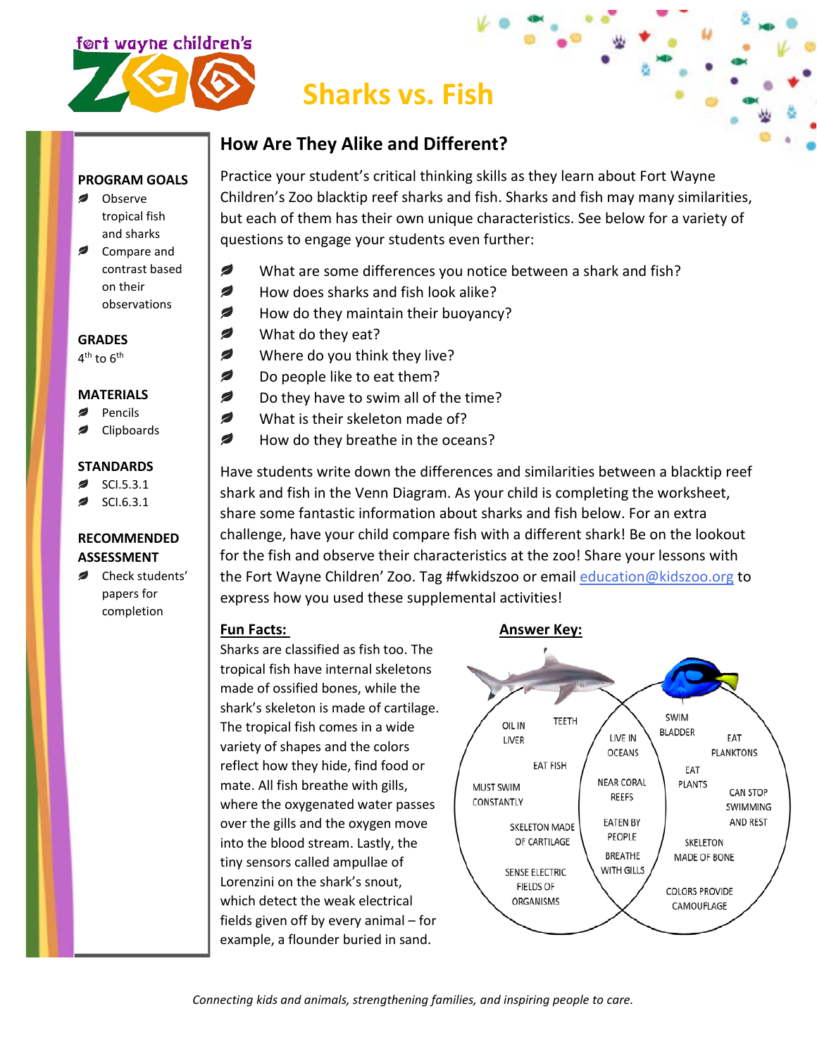fort wayne children's ZOO

# Sharks vs. Fish

**PROGRAM GOALS**

- Observe tropical fish and sharks
- Compare and contrast based on their observations

**GRADES**

4th to 6th

**MATERIALS**

- Pencils
- Clipboards

**STANDARDS**

- SCI.5.3.1
- SCI.6.3.1

**RECOMMENDED ASSESSMENT**

- Check students' papers for completion

## How Are They Alike and Different?

Practice your student's critical thinking skills as they learn about Fort Wayne Children's Zoo blacktip reef sharks and fish. Sharks and fish may many similarities, but each of them has their own unique characteristics. See below for a variety of questions to engage your students even further:

- What are some differences you notice between a shark and fish?
- How does sharks and fish look alike?
- How do they maintain their buoyancy?
- What do they eat?
- Where do you think they live?
- Do people like to eat them?
- Do they have to swim all of the time?
- What is their skeleton made of?
- How do they breathe in the oceans?

Have students write down the differences and similarities between a blacktip reef shark and fish in the Venn Diagram. As your child is completing the worksheet, share some fantastic information about sharks and fish below. For an extra challenge, have your child compare fish with a different shark! Be on the lookout for the fish and observe their characteristics at the zoo! Share your lessons with the Fort Wayne Children' Zoo. Tag #fwkidszoo or email education@kidszoo.org to express how you used these supplemental activities!

**Fun Facts:**

Sharks are classified as fish too. The tropical fish have internal skeletons made of ossified bones, while the shark's skeleton is made of cartilage. The tropical fish comes in a wide variety of shapes and the colors reflect how they hide, find food or mate. All fish breathe with gills, where the oxygenated water passes over the gills and the oxygen move into the blood stream. Lastly, the tiny sensors called ampullae of Lorenzini on the shark's snout, which detect the weak electrical fields given off by every animal – for example, a flounder buried in sand.

**Answer Key:**

| Shark | Both | Fish |
|---|---|---|
| OIL IN LIVER | LIVE IN OCEANS | SWIM BLADDER |
| TEETH | NEAR CORAL REEFS | EAT PLANKTONS |
| EAT FISH | EATEN BY PEOPLE | EAT PLANTS |
| MUST SWIM CONSTANTLY | BREATHE WITH GILLS | CAN STOP SWIMMING AND REST |
| SKELETON MADE OF CARTILAGE | | SKELETON MADE OF BONE |
| SENSE ELECTRIC FIELDS OF ORGANISMS | | COLORS PROVIDE CAMOUFLAGE |

*Connecting kids and animals, strengthening families, and inspiring people to care.*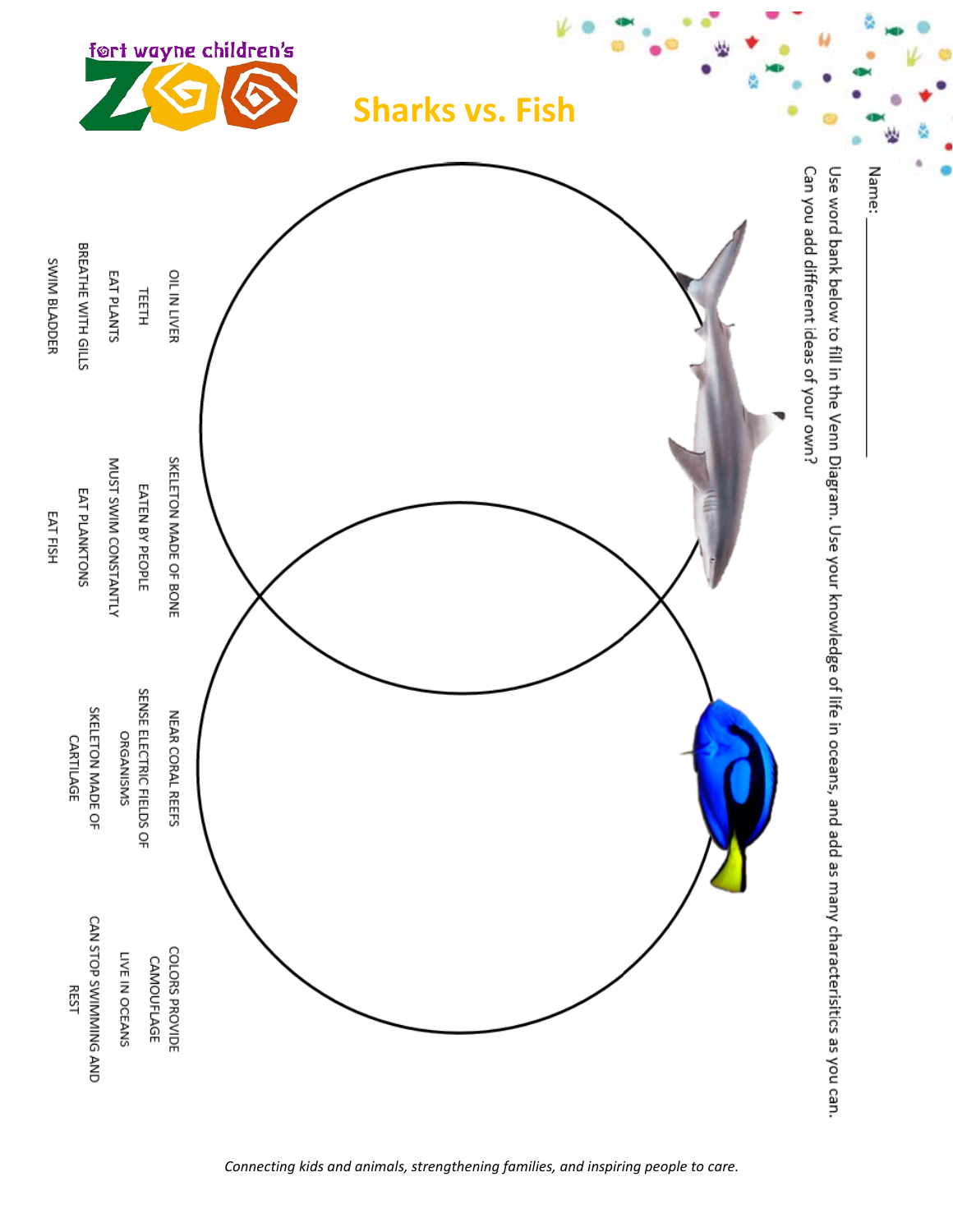# Sharks vs. Fish

Name: ___________

Use word bank below to fill in the Venn Diagram. Use your knowledge of life in oceans, and add as many characterisitics as you can. Can you add different ideas of your own?

OIL IN LIVER
TEETH
EAT PLANTS
BREATHE WITH GILLS
SWIM BLADDER

SKELETON MADE OF BONE
EATEN BY PEOPLE
MUST SWIM CONSTANTLY
EAT PLANKTONS
EAT FISH

NEAR CORAL REEFS
SENSE ELECTRIC FIELDS OF ORGANISMS
SKELETON MADE OF CARTILAGE

COLORS PROVIDE CAMOUFLAGE
LIVE IN OCEANS
CAN STOP SWIMMING AND REST

*Connecting kids and animals, strengthening families, and inspiring people to care.*